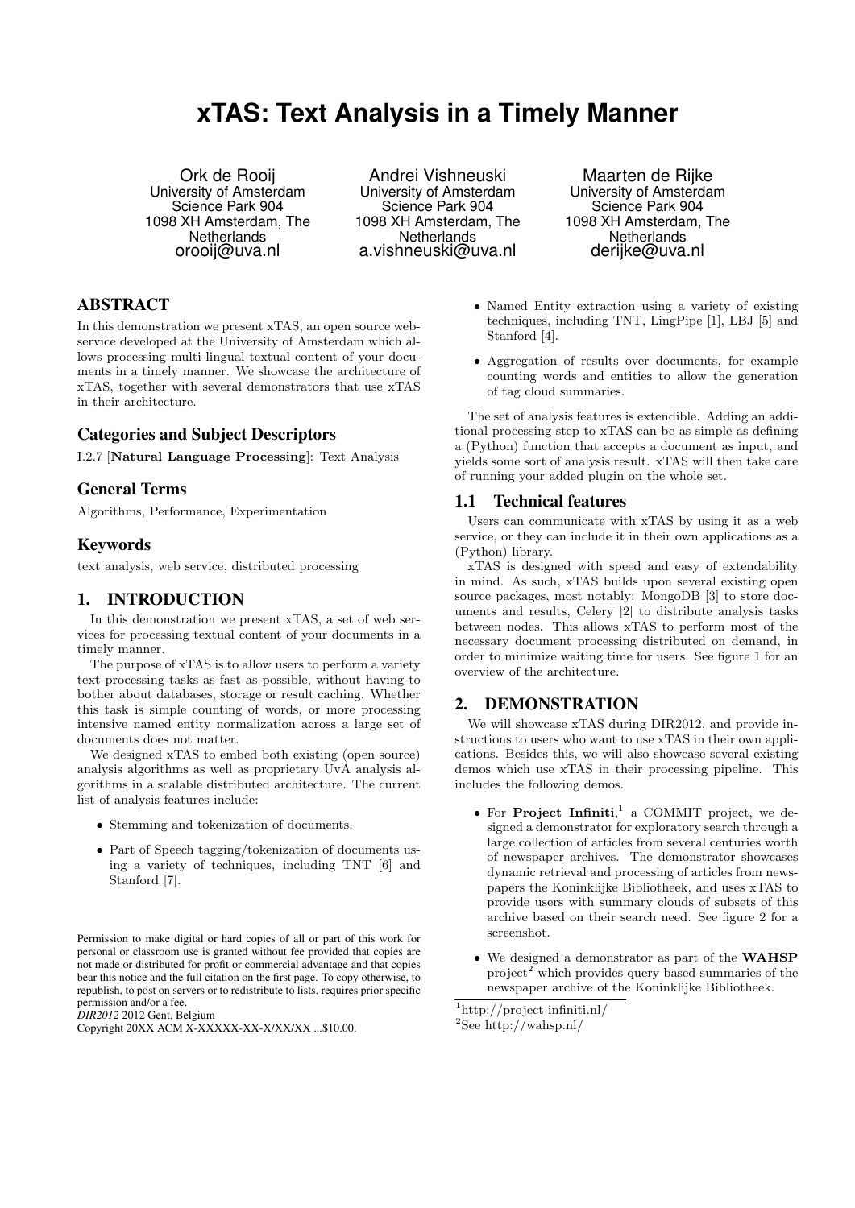# xTAS: Text Analysis in a Timely Manner

Ork de Rooij
University of Amsterdam
Science Park 904
1098 XH Amsterdam, The Netherlands
orooij@uva.nl

Andrei Vishneuski
University of Amsterdam
Science Park 904
1098 XH Amsterdam, The Netherlands
a.vishneuski@uva.nl

Maarten de Rijke
University of Amsterdam
Science Park 904
1098 XH Amsterdam, The Netherlands
derijke@uva.nl

## ABSTRACT

In this demonstration we present xTAS, an open source web-service developed at the University of Amsterdam which allows processing multi-lingual textual content of your documents in a timely manner. We showcase the architecture of xTAS, together with several demonstrators that use xTAS in their architecture.

### Categories and Subject Descriptors

I.2.7 [**Natural Language Processing**]: Text Analysis

### General Terms

Algorithms, Performance, Experimentation

### Keywords

text analysis, web service, distributed processing

## 1. INTRODUCTION

In this demonstration we present xTAS, a set of web services for processing textual content of your documents in a timely manner.

The purpose of xTAS is to allow users to perform a variety text processing tasks as fast as possible, without having to bother about databases, storage or result caching. Whether this task is simple counting of words, or more processing intensive named entity normalization across a large set of documents does not matter.

We designed xTAS to embed both existing (open source) analysis algorithms as well as proprietary UvA analysis algorithms in a scalable distributed architecture. The current list of analysis features include:

- Stemming and tokenization of documents.
- Part of Speech tagging/tokenization of documents using a variety of techniques, including TNT [6] and Stanford [7].
- Named Entity extraction using a variety of existing techniques, including TNT, LingPipe [1], LBJ [5] and Stanford [4].
- Aggregation of results over documents, for example counting words and entities to allow the generation of tag cloud summaries.

The set of analysis features is extendible. Adding an additional processing step to xTAS can be as simple as defining a (Python) function that accepts a document as input, and yields some sort of analysis result. xTAS will then take care of running your added plugin on the whole set.

### 1.1 Technical features

Users can communicate with xTAS by using it as a web service, or they can include it in their own applications as a (Python) library.

xTAS is designed with speed and easy of extendability in mind. As such, xTAS builds upon several existing open source packages, most notably: MongoDB [3] to store documents and results, Celery [2] to distribute analysis tasks between nodes. This allows xTAS to perform most of the necessary document processing distributed on demand, in order to minimize waiting time for users. See figure 1 for an overview of the architecture.

## 2. DEMONSTRATION

We will showcase xTAS during DIR2012, and provide instructions to users who want to use xTAS in their own applications. Besides this, we will also showcase several existing demos which use xTAS in their processing pipeline. This includes the following demos.

- For **Project Infiniti**,[1] a COMMIT project, we designed a demonstrator for exploratory search through a large collection of articles from several centuries worth of newspaper archives. The demonstrator showcases dynamic retrieval and processing of articles from newspapers the Koninklijke Bibliotheek, and uses xTAS to provide users with summary clouds of subsets of this archive based on their search need. See figure 2 for a screenshot.
- We designed a demonstrator as part of the **WAHSP** project[2] which provides query based summaries of the newspaper archive of the Koninklijke Bibliotheek.

[1] http://project-infiniti.nl/

[2] See http://wahsp.nl/

Permission to make digital or hard copies of all or part of this work for personal or classroom use is granted without fee provided that copies are not made or distributed for profit or commercial advantage and that copies bear this notice and the full citation on the first page. To copy otherwise, to republish, to post on servers or to redistribute to lists, requires prior specific permission and/or a fee.
*DIR2012* 2012 Gent, Belgium
Copyright 20XX ACM X-XXXXX-XX-X/XX/XX ...$10.00.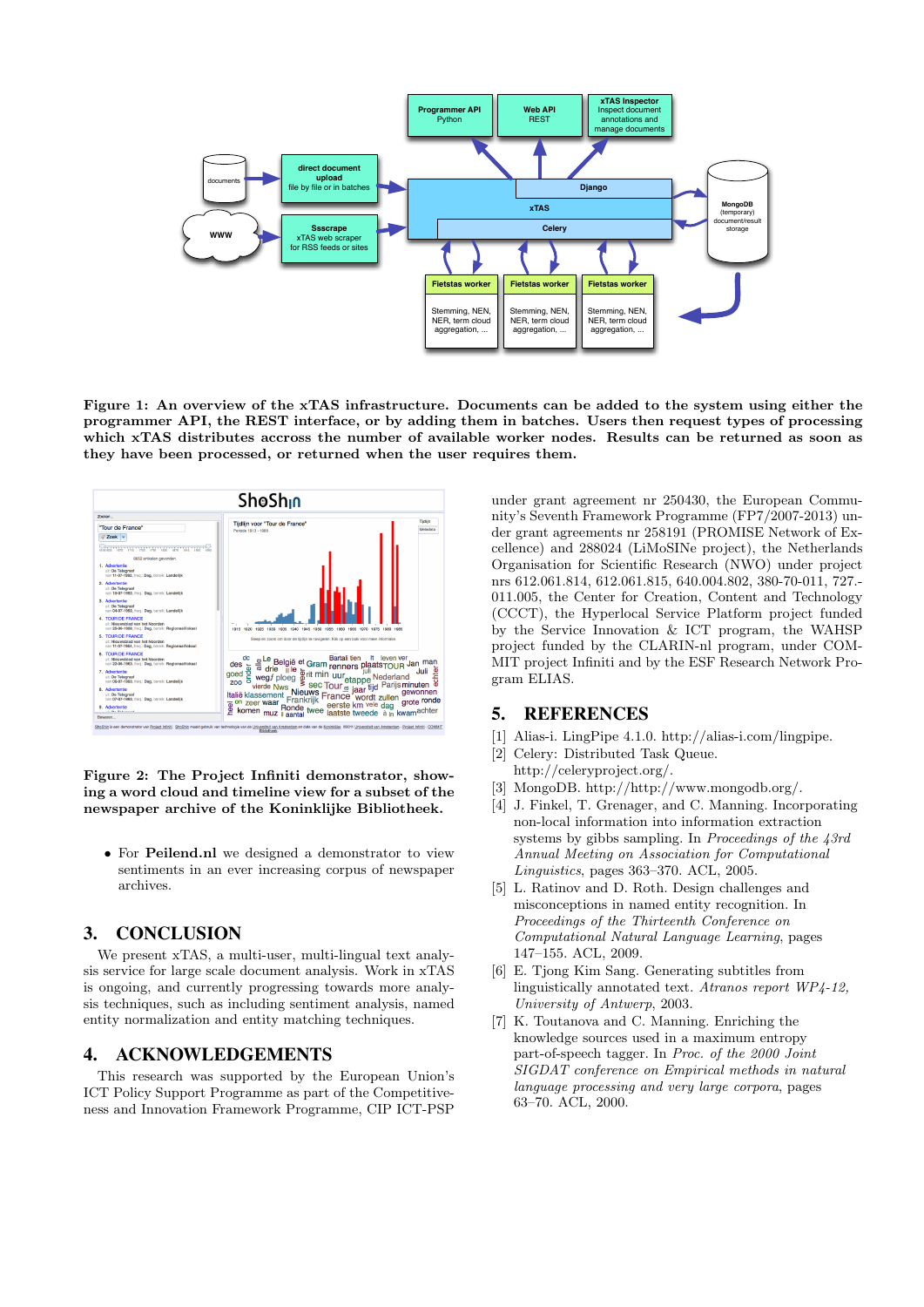Programmer API
Python

Web API
REST

xTAS Inspector
Inspect document annotations and manage documents

documents

direct document upload
file by file or in batches

Django

xTAS

Celery

MongoDB
(temporary)
document/result storage

WWW

Ssscrape
xTAS web scraper for RSS feeds or sites

Fietstas worker
Stemming, NEN, NER, term cloud aggregation, ...

Fietstas worker
Stemming, NEN, NER, term cloud aggregation, ...

Fietstas worker
Stemming, NEN, NER, term cloud aggregation, ...

**Figure 1: An overview of the xTAS infrastructure. Documents can be added to the system using either the programmer API, the REST interface, or by adding them in batches. Users then request types of processing which xTAS distributes accross the number of available worker nodes. Results can be returned as soon as they have been processed, or returned when the user requires them.**

**Figure 2: The Project Infiniti demonstrator, showing a word cloud and timeline view for a subset of the newspaper archive of the Koninklijke Bibliotheek.**

- For **Peilend.nl** we designed a demonstrator to view sentiments in an ever increasing corpus of newspaper archives.

## 3. CONCLUSION

We present xTAS, a multi-user, multi-lingual text analysis service for large scale document analysis. Work in xTAS is ongoing, and currently progressing towards more analysis techniques, such as including sentiment analysis, named entity normalization and entity matching techniques.

## 4. ACKNOWLEDGEMENTS

This research was supported by the European Union's ICT Policy Support Programme as part of the Competitiveness and Innovation Framework Programme, CIP ICT-PSP under grant agreement nr 250430, the European Community's Seventh Framework Programme (FP7/2007-2013) under grant agreements nr 258191 (PROMISE Network of Excellence) and 288024 (LiMoSINe project), the Netherlands Organisation for Scientific Research (NWO) under project nrs 612.061.814, 612.061.815, 640.004.802, 380-70-011, 727.-011.005, the Center for Creation, Content and Technology (CCCT), the Hyperlocal Service Platform project funded by the Service Innovation & ICT program, the WAHSP project funded by the CLARIN-nl program, under COMMIT project Infiniti and by the ESF Research Network Program ELIAS.

## 5. REFERENCES

[1] Alias-i. LingPipe 4.1.0. http://alias-i.com/lingpipe.

[2] Celery: Distributed Task Queue. http://celeryproject.org/.

[3] MongoDB. http://http://www.mongodb.org/.

[4] J. Finkel, T. Grenager, and C. Manning. Incorporating non-local information into information extraction systems by gibbs sampling. In *Proceedings of the 43rd Annual Meeting on Association for Computational Linguistics*, pages 363–370. ACL, 2005.

[5] L. Ratinov and D. Roth. Design challenges and misconceptions in named entity recognition. In *Proceedings of the Thirteenth Conference on Computational Natural Language Learning*, pages 147–155. ACL, 2009.

[6] E. Tjong Kim Sang. Generating subtitles from linguistically annotated text. *Atranos report WP4-12, University of Antwerp*, 2003.

[7] K. Toutanova and C. Manning. Enriching the knowledge sources used in a maximum entropy part-of-speech tagger. In *Proc. of the 2000 Joint SIGDAT conference on Empirical methods in natural language processing and very large corpora*, pages 63–70. ACL, 2000.